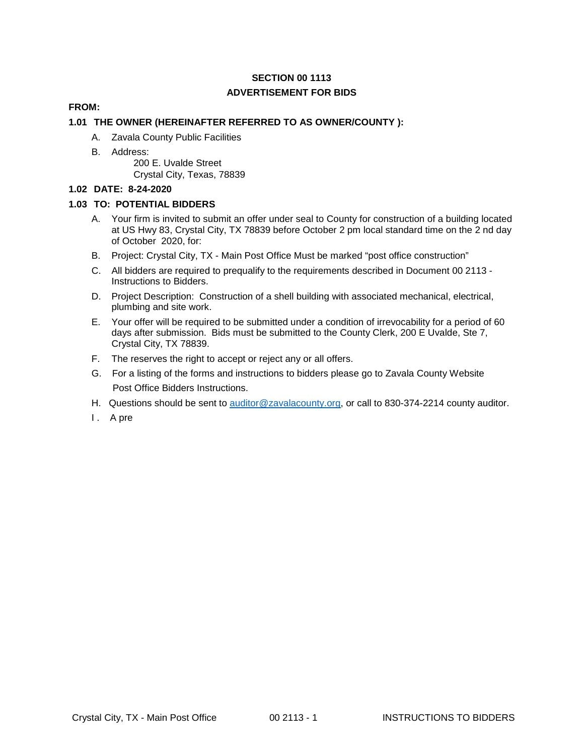**SECTION 00 1113**

**ADVERTISEMENT FOR BIDS**

**FROM:**

**1.01 THE OWNER (HEREINAFTER REFERRED TO AS OWNER/COUNTY ):**

A. Zavala County Public Facilities

B. Address:
   200 E. Uvalde Street
   Crystal City, Texas, 78839

**1.02 DATE: 8-24-2020**

**1.03 TO: POTENTIAL BIDDERS**

A. Your firm is invited to submit an offer under seal to County for construction of a building located at US Hwy 83, Crystal City, TX 78839 before October 2 pm local standard time on the 2 nd day of October 2020, for:

B. Project: Crystal City, TX - Main Post Office Must be marked "post office construction"

C. All bidders are required to prequalify to the requirements described in Document 00 2113 - Instructions to Bidders.

D. Project Description: Construction of a shell building with associated mechanical, electrical, plumbing and site work.

E. Your offer will be required to be submitted under a condition of irrevocability for a period of 60 days after submission. Bids must be submitted to the County Clerk, 200 E Uvalde, Ste 7, Crystal City, TX 78839.

F. The reserves the right to accept or reject any or all offers.

G. For a listing of the forms and instructions to bidders please go to Zavala County Website Post Office Bidders Instructions.

H. Questions should be sent to [auditor@zavalacounty.org](mailto:auditor@zavalacounty.org), or call to 830-374-2214 county auditor.

I . A pre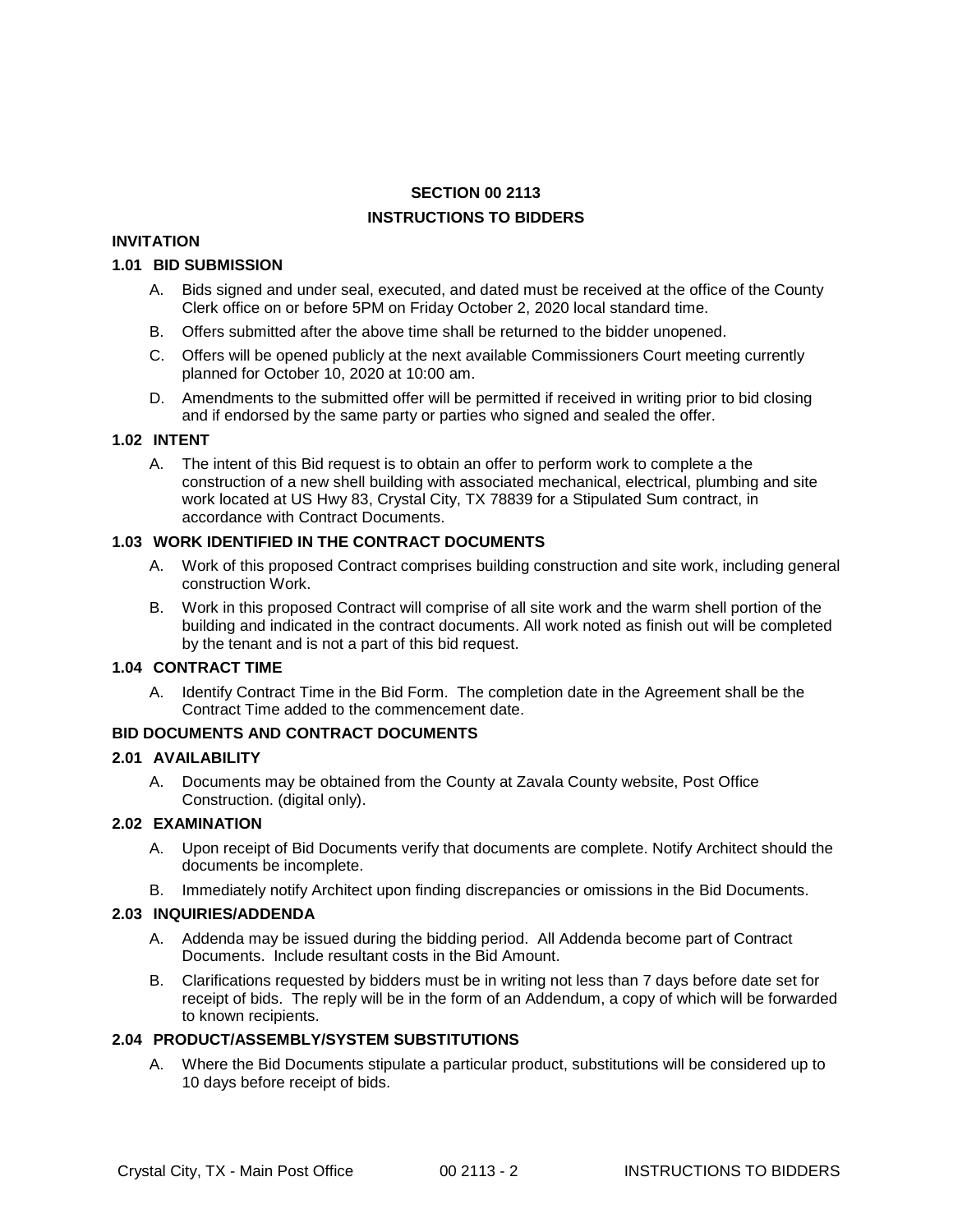# SECTION 00 2113

# INSTRUCTIONS TO BIDDERS

## INVITATION

### 1.01 BID SUBMISSION

A. Bids signed and under seal, executed, and dated must be received at the office of the County Clerk office on or before 5PM on Friday October 2, 2020 local standard time.

B. Offers submitted after the above time shall be returned to the bidder unopened.

C. Offers will be opened publicly at the next available Commissioners Court meeting currently planned for October 10, 2020 at 10:00 am.

D. Amendments to the submitted offer will be permitted if received in writing prior to bid closing and if endorsed by the same party or parties who signed and sealed the offer.

### 1.02 INTENT

A. The intent of this Bid request is to obtain an offer to perform work to complete a the construction of a new shell building with associated mechanical, electrical, plumbing and site work located at US Hwy 83, Crystal City, TX 78839 for a Stipulated Sum contract, in accordance with Contract Documents.

### 1.03 WORK IDENTIFIED IN THE CONTRACT DOCUMENTS

A. Work of this proposed Contract comprises building construction and site work, including general construction Work.

B. Work in this proposed Contract will comprise of all site work and the warm shell portion of the building and indicated in the contract documents. All work noted as finish out will be completed by the tenant and is not a part of this bid request.

### 1.04 CONTRACT TIME

A. Identify Contract Time in the Bid Form. The completion date in the Agreement shall be the Contract Time added to the commencement date.

## BID DOCUMENTS AND CONTRACT DOCUMENTS

### 2.01 AVAILABILITY

A. Documents may be obtained from the County at Zavala County website, Post Office Construction. (digital only).

### 2.02 EXAMINATION

A. Upon receipt of Bid Documents verify that documents are complete. Notify Architect should the documents be incomplete.

B. Immediately notify Architect upon finding discrepancies or omissions in the Bid Documents.

### 2.03 INQUIRIES/ADDENDA

A. Addenda may be issued during the bidding period. All Addenda become part of Contract Documents. Include resultant costs in the Bid Amount.

B. Clarifications requested by bidders must be in writing not less than 7 days before date set for receipt of bids. The reply will be in the form of an Addendum, a copy of which will be forwarded to known recipients.

### 2.04 PRODUCT/ASSEMBLY/SYSTEM SUBSTITUTIONS

A. Where the Bid Documents stipulate a particular product, substitutions will be considered up to 10 days before receipt of bids.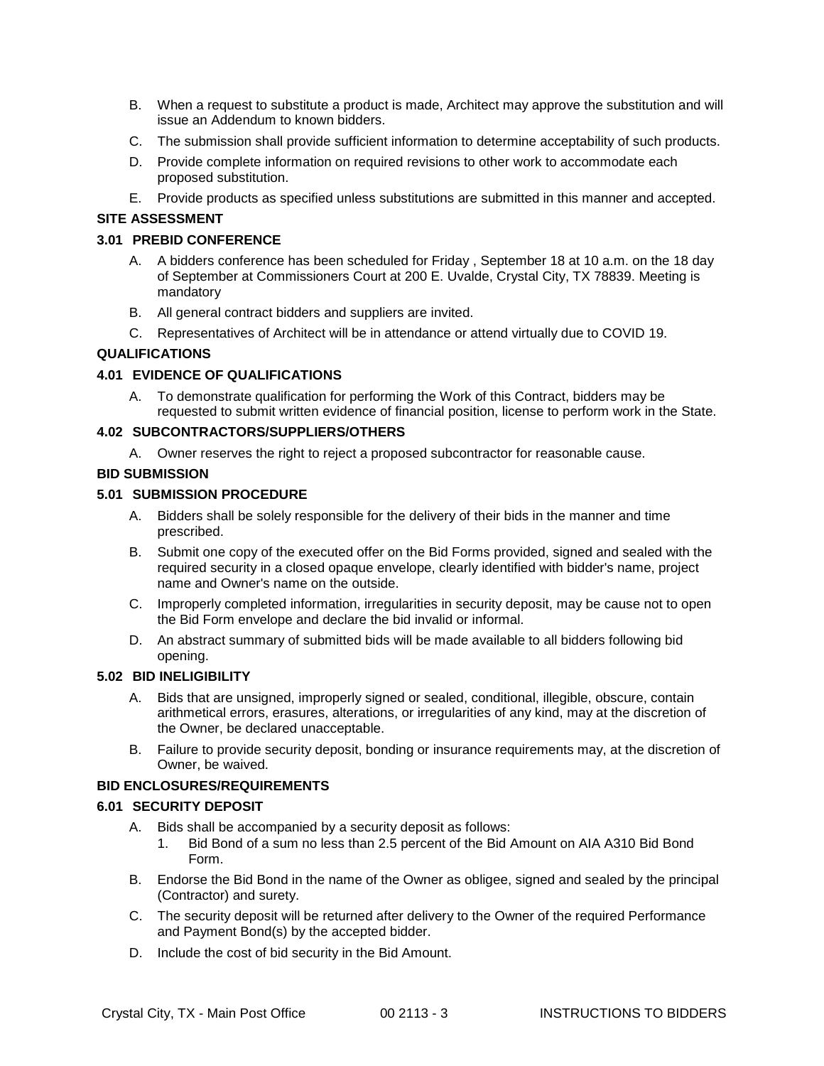B. When a request to substitute a product is made, Architect may approve the substitution and will issue an Addendum to known bidders.

C. The submission shall provide sufficient information to determine acceptability of such products.

D. Provide complete information on required revisions to other work to accommodate each proposed substitution.

E. Provide products as specified unless substitutions are submitted in this manner and accepted.

## SITE ASSESSMENT

### 3.01 PREBID CONFERENCE

A. A bidders conference has been scheduled for Friday , September 18 at 10 a.m. on the 18 day of September at Commissioners Court at 200 E. Uvalde, Crystal City, TX 78839. Meeting is mandatory

B. All general contract bidders and suppliers are invited.

C. Representatives of Architect will be in attendance or attend virtually due to COVID 19.

## QUALIFICATIONS

### 4.01 EVIDENCE OF QUALIFICATIONS

A. To demonstrate qualification for performing the Work of this Contract, bidders may be requested to submit written evidence of financial position, license to perform work in the State.

### 4.02 SUBCONTRACTORS/SUPPLIERS/OTHERS

A. Owner reserves the right to reject a proposed subcontractor for reasonable cause.

## BID SUBMISSION

### 5.01 SUBMISSION PROCEDURE

A. Bidders shall be solely responsible for the delivery of their bids in the manner and time prescribed.

B. Submit one copy of the executed offer on the Bid Forms provided, signed and sealed with the required security in a closed opaque envelope, clearly identified with bidder's name, project name and Owner's name on the outside.

C. Improperly completed information, irregularities in security deposit, may be cause not to open the Bid Form envelope and declare the bid invalid or informal.

D. An abstract summary of submitted bids will be made available to all bidders following bid opening.

### 5.02 BID INELIGIBILITY

A. Bids that are unsigned, improperly signed or sealed, conditional, illegible, obscure, contain arithmetical errors, erasures, alterations, or irregularities of any kind, may at the discretion of the Owner, be declared unacceptable.

B. Failure to provide security deposit, bonding or insurance requirements may, at the discretion of Owner, be waived.

## BID ENCLOSURES/REQUIREMENTS

### 6.01 SECURITY DEPOSIT

A. Bids shall be accompanied by a security deposit as follows:

1. Bid Bond of a sum no less than 2.5 percent of the Bid Amount on AIA A310 Bid Bond Form.

B. Endorse the Bid Bond in the name of the Owner as obligee, signed and sealed by the principal (Contractor) and surety.

C. The security deposit will be returned after delivery to the Owner of the required Performance and Payment Bond(s) by the accepted bidder.

D. Include the cost of bid security in the Bid Amount.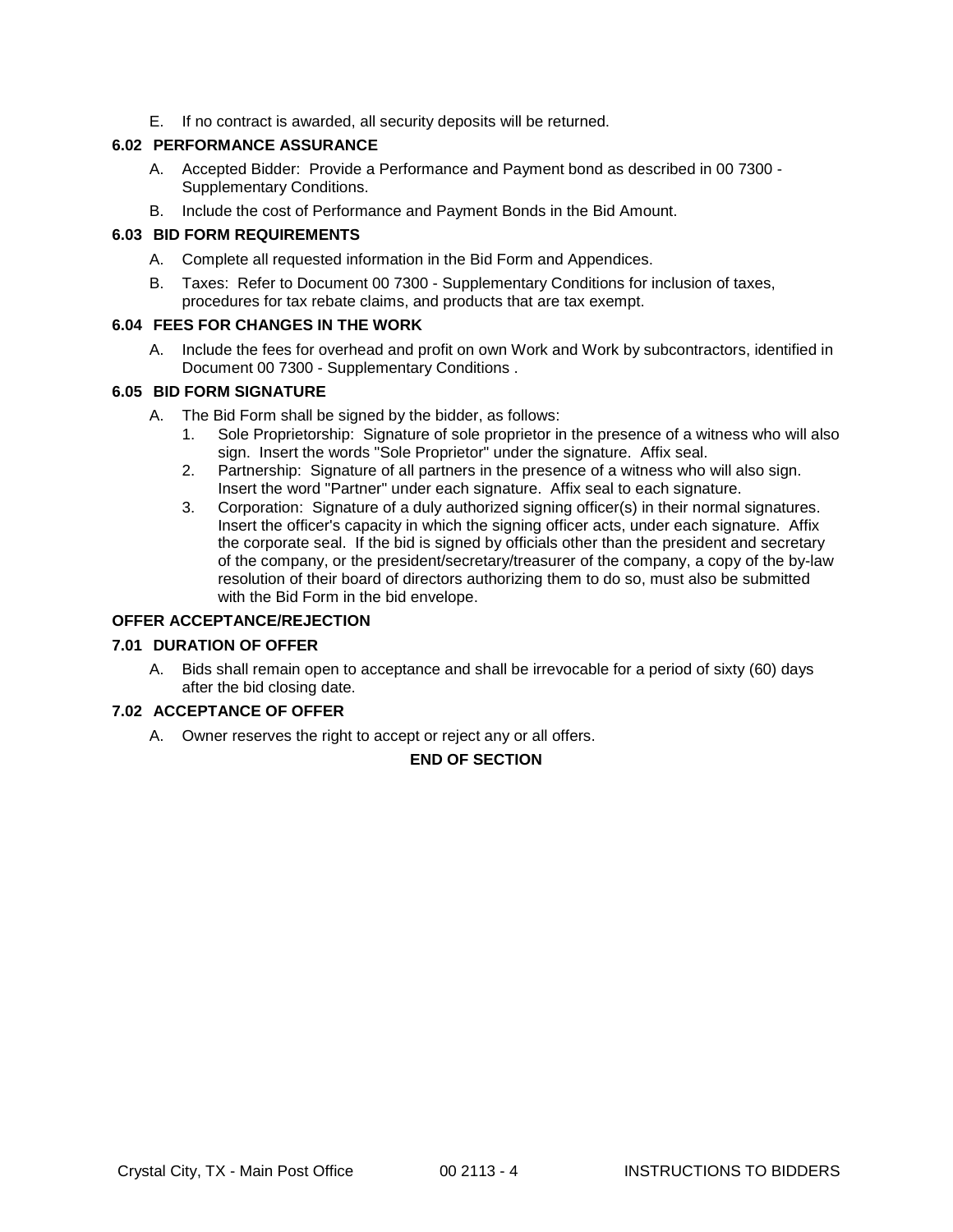E. If no contract is awarded, all security deposits will be returned.

### 6.02 PERFORMANCE ASSURANCE

A. Accepted Bidder: Provide a Performance and Payment bond as described in 00 7300 - Supplementary Conditions.

B. Include the cost of Performance and Payment Bonds in the Bid Amount.

### 6.03 BID FORM REQUIREMENTS

A. Complete all requested information in the Bid Form and Appendices.

B. Taxes: Refer to Document 00 7300 - Supplementary Conditions for inclusion of taxes, procedures for tax rebate claims, and products that are tax exempt.

### 6.04 FEES FOR CHANGES IN THE WORK

A. Include the fees for overhead and profit on own Work and Work by subcontractors, identified in Document 00 7300 - Supplementary Conditions .

### 6.05 BID FORM SIGNATURE

A. The Bid Form shall be signed by the bidder, as follows:
   1. Sole Proprietorship: Signature of sole proprietor in the presence of a witness who will also sign. Insert the words "Sole Proprietor" under the signature. Affix seal.
   2. Partnership: Signature of all partners in the presence of a witness who will also sign. Insert the word "Partner" under each signature. Affix seal to each signature.
   3. Corporation: Signature of a duly authorized signing officer(s) in their normal signatures. Insert the officer's capacity in which the signing officer acts, under each signature. Affix the corporate seal. If the bid is signed by officials other than the president and secretary of the company, or the president/secretary/treasurer of the company, a copy of the by-law resolution of their board of directors authorizing them to do so, must also be submitted with the Bid Form in the bid envelope.

## OFFER ACCEPTANCE/REJECTION

### 7.01 DURATION OF OFFER

A. Bids shall remain open to acceptance and shall be irrevocable for a period of sixty (60) days after the bid closing date.

### 7.02 ACCEPTANCE OF OFFER

A. Owner reserves the right to accept or reject any or all offers.

**END OF SECTION**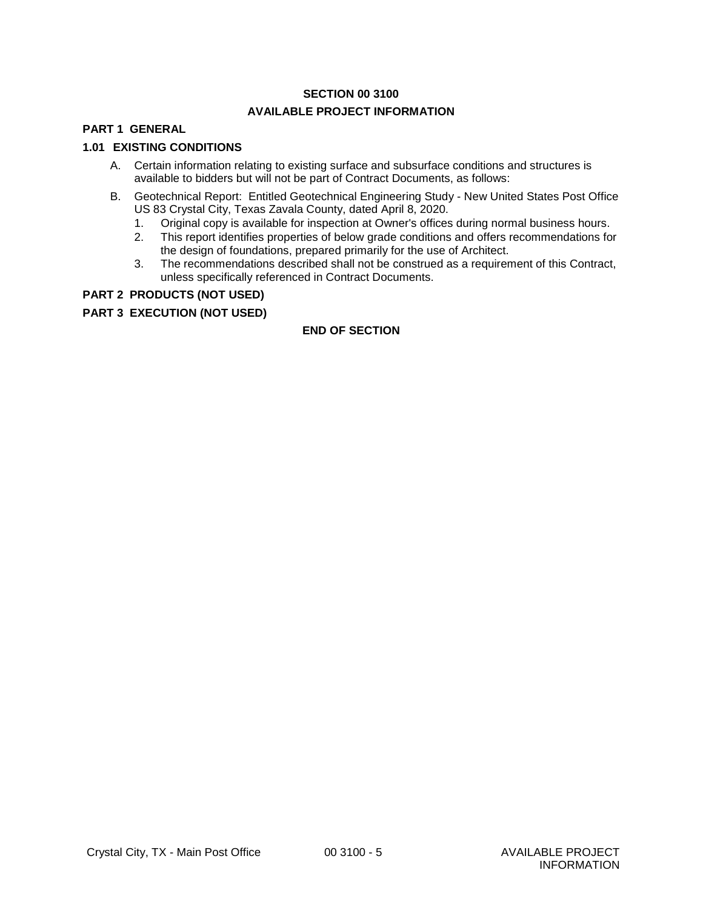# SECTION 00 3100

## AVAILABLE PROJECT INFORMATION

### PART 1 GENERAL

### 1.01 EXISTING CONDITIONS

A. Certain information relating to existing surface and subsurface conditions and structures is available to bidders but will not be part of Contract Documents, as follows:

B. Geotechnical Report: Entitled Geotechnical Engineering Study - New United States Post Office US 83 Crystal City, Texas Zavala County, dated April 8, 2020.
   1. Original copy is available for inspection at Owner's offices during normal business hours.
   2. This report identifies properties of below grade conditions and offers recommendations for the design of foundations, prepared primarily for the use of Architect.
   3. The recommendations described shall not be construed as a requirement of this Contract, unless specifically referenced in Contract Documents.

### PART 2 PRODUCTS (NOT USED)

### PART 3 EXECUTION (NOT USED)

**END OF SECTION**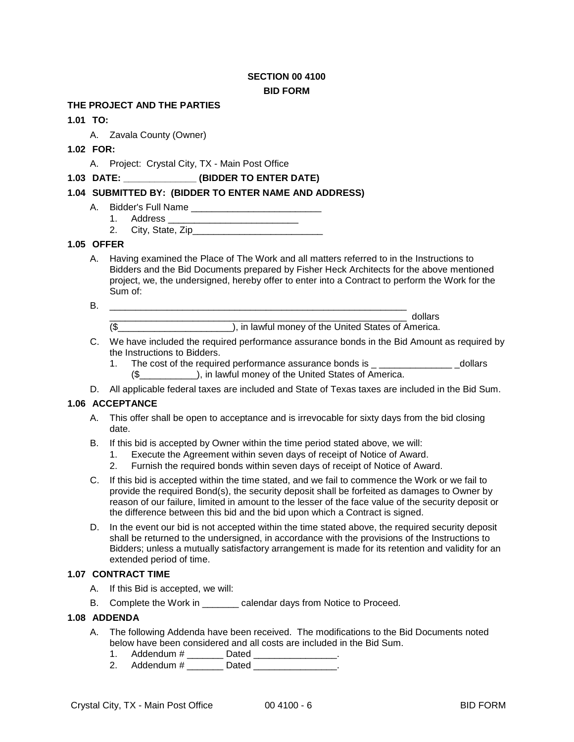# SECTION 00 4100

# BID FORM

## THE PROJECT AND THE PARTIES

### 1.01 TO:

A. Zavala County (Owner)

### 1.02 FOR:

A. Project: Crystal City, TX - Main Post Office

### 1.03 DATE: _____________ (BIDDER TO ENTER DATE)

### 1.04 SUBMITTED BY: (BIDDER TO ENTER NAME AND ADDRESS)

A. Bidder's Full Name _________________________
   1. Address _________________________
   2. City, State, Zip_________________________

### 1.05 OFFER

A. Having examined the Place of The Work and all matters referred to in the Instructions to Bidders and the Bid Documents prepared by Fisher Heck Architects for the above mentioned project, we, the undersigned, hereby offer to enter into a Contract to perform the Work for the Sum of:

B. ___________________________________________________________
   ___________________________________________________________ dollars
   ($______________________), in lawful money of the United States of America.

C. We have included the required performance assurance bonds in the Bid Amount as required by the Instructions to Bidders.
   1. The cost of the required performance assurance bonds is _ ______________ _dollars ($___________), in lawful money of the United States of America.

D. All applicable federal taxes are included and State of Texas taxes are included in the Bid Sum.

### 1.06 ACCEPTANCE

A. This offer shall be open to acceptance and is irrevocable for sixty days from the bid closing date.

B. If this bid is accepted by Owner within the time period stated above, we will:
   1. Execute the Agreement within seven days of receipt of Notice of Award.
   2. Furnish the required bonds within seven days of receipt of Notice of Award.

C. If this bid is accepted within the time stated, and we fail to commence the Work or we fail to provide the required Bond(s), the security deposit shall be forfeited as damages to Owner by reason of our failure, limited in amount to the lesser of the face value of the security deposit or the difference between this bid and the bid upon which a Contract is signed.

D. In the event our bid is not accepted within the time stated above, the required security deposit shall be returned to the undersigned, in accordance with the provisions of the Instructions to Bidders; unless a mutually satisfactory arrangement is made for its retention and validity for an extended period of time.

### 1.07 CONTRACT TIME

A. If this Bid is accepted, we will:

B. Complete the Work in _______ calendar days from Notice to Proceed.

### 1.08 ADDENDA

A. The following Addenda have been received. The modifications to the Bid Documents noted below have been considered and all costs are included in the Bid Sum.
   1. Addendum # _______ Dated ________________.
   2. Addendum # _______ Dated ________________.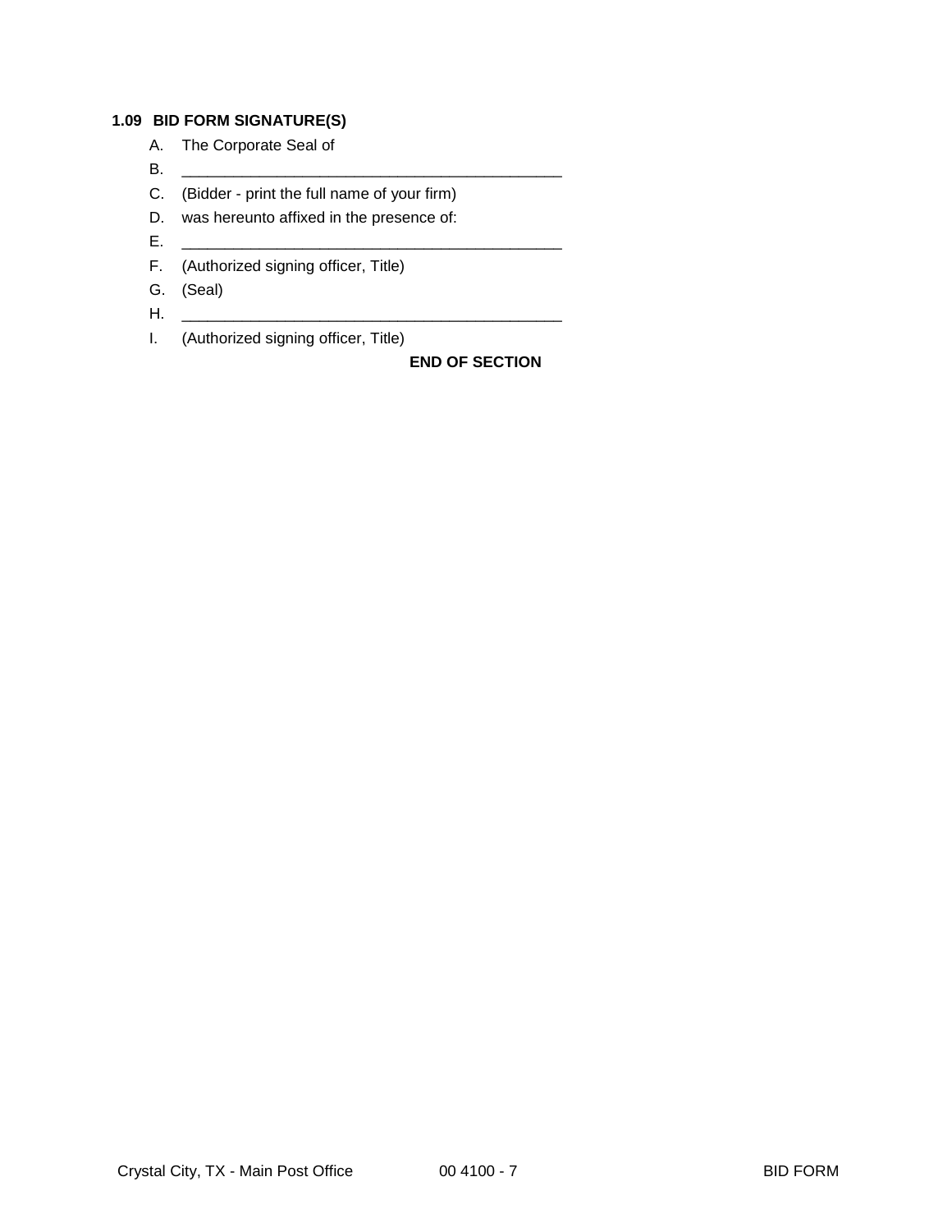### 1.09 BID FORM SIGNATURE(S)

A. The Corporate Seal of

B. ____________________________________________

C. (Bidder - print the full name of your firm)

D. was hereunto affixed in the presence of:

E. ____________________________________________

F. (Authorized signing officer, Title)

G. (Seal)

H. ____________________________________________

I. (Authorized signing officer, Title)

**END OF SECTION**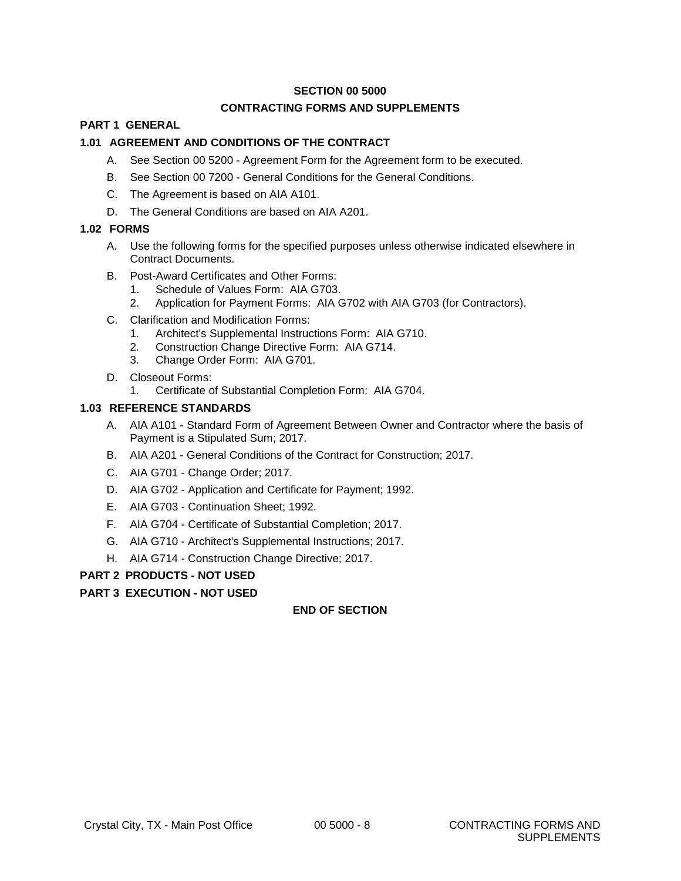# SECTION 00 5000

# CONTRACTING FORMS AND SUPPLEMENTS

## PART 1 GENERAL

### 1.01 AGREEMENT AND CONDITIONS OF THE CONTRACT

A. See Section 00 5200 - Agreement Form for the Agreement form to be executed.

B. See Section 00 7200 - General Conditions for the General Conditions.

C. The Agreement is based on AIA A101.

D. The General Conditions are based on AIA A201.

### 1.02 FORMS

A. Use the following forms for the specified purposes unless otherwise indicated elsewhere in Contract Documents.

B. Post-Award Certificates and Other Forms:
   1. Schedule of Values Form: AIA G703.
   2. Application for Payment Forms: AIA G702 with AIA G703 (for Contractors).

C. Clarification and Modification Forms:
   1. Architect's Supplemental Instructions Form: AIA G710.
   2. Construction Change Directive Form: AIA G714.
   3. Change Order Form: AIA G701.

D. Closeout Forms:
   1. Certificate of Substantial Completion Form: AIA G704.

### 1.03 REFERENCE STANDARDS

A. AIA A101 - Standard Form of Agreement Between Owner and Contractor where the basis of Payment is a Stipulated Sum; 2017.

B. AIA A201 - General Conditions of the Contract for Construction; 2017.

C. AIA G701 - Change Order; 2017.

D. AIA G702 - Application and Certificate for Payment; 1992.

E. AIA G703 - Continuation Sheet; 1992.

F. AIA G704 - Certificate of Substantial Completion; 2017.

G. AIA G710 - Architect's Supplemental Instructions; 2017.

H. AIA G714 - Construction Change Directive; 2017.

## PART 2 PRODUCTS - NOT USED

## PART 3 EXECUTION - NOT USED

**END OF SECTION**